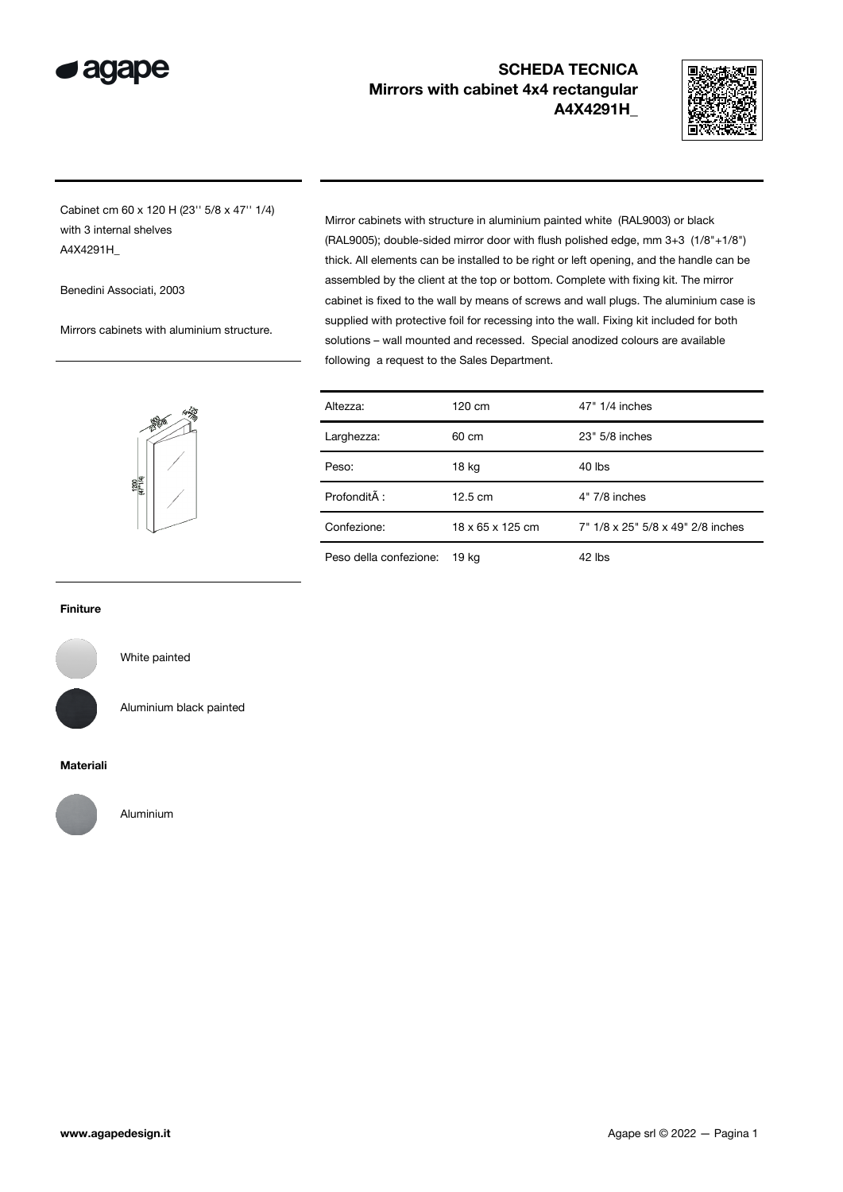# SCHEDA TECNICA
## Mirrors with cabinet 4x4 rectangular
## A4X4291H_

Cabinet cm 60 x 120 H (23'' 5/8 x 47'' 1/4)
with 3 internal shelves
A4X4291H_

Benedini Associati, 2003

Mirrors cabinets with aluminium structure.

Mirror cabinets with structure in aluminium painted white (RAL9003) or black (RAL9005); double-sided mirror door with flush polished edge, mm 3+3 (1/8"+1/8") thick. All elements can be installed to be right or left opening, and the handle can be assembled by the client at the top or bottom. Complete with fixing kit. The mirror cabinet is fixed to the wall by means of screws and wall plugs. The aluminium case is supplied with protective foil for recessing into the wall. Fixing kit included for both solutions – wall mounted and recessed. Special anodized colours are available following a request to the Sales Department.

| | | |
|---|---|---|
| Altezza: | 120 cm | 47" 1/4 inches |
| Larghezza: | 60 cm | 23" 5/8 inches |
| Peso: | 18 kg | 40 lbs |
| ProfonditÃ : | 12.5 cm | 4" 7/8 inches |
| Confezione: | 18 x 65 x 125 cm | 7" 1/8 x 25" 5/8 x 49" 2/8 inches |
| Peso della confezione: | 19 kg | 42 lbs |

**Finiture**

White painted

Aluminium black painted

**Materiali**

Aluminium

www.agapedesign.it

Agape srl © 2022 — Pagina 1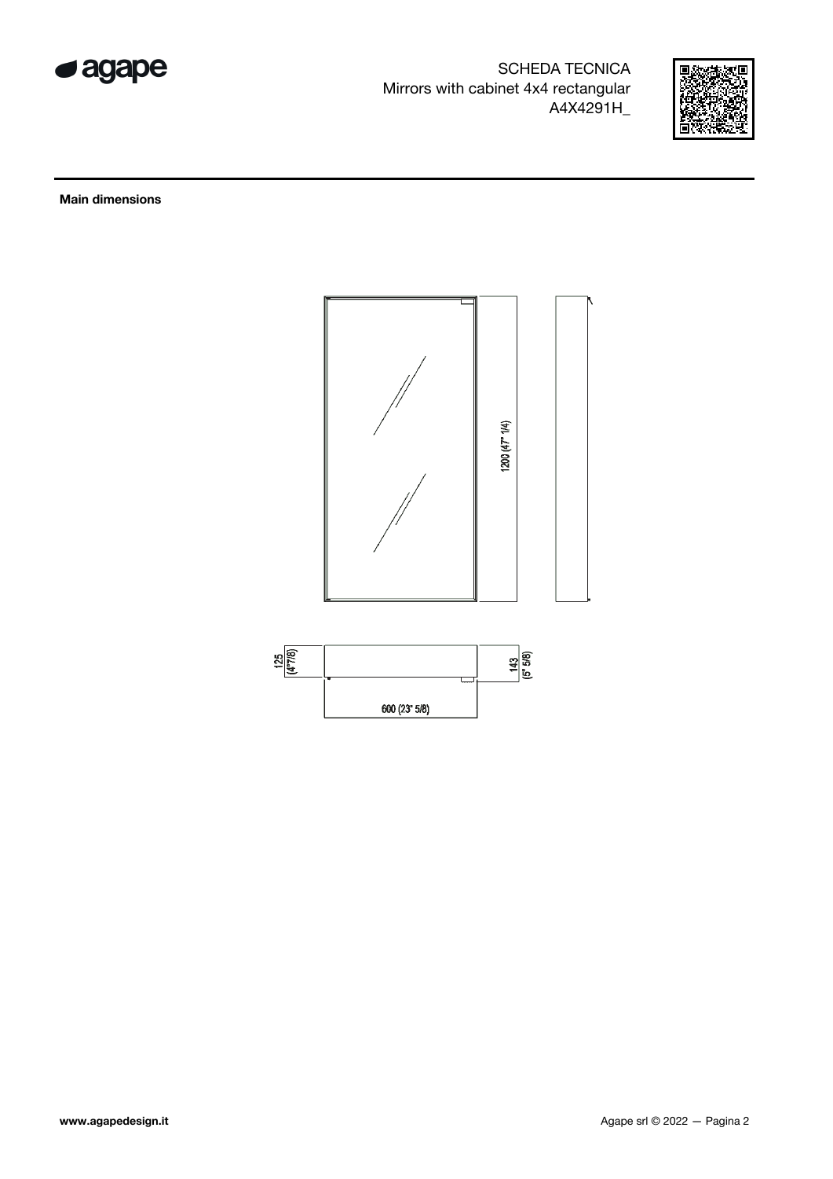SCHEDA TECNICA
Mirrors with cabinet 4x4 rectangular
A4X4291H_

**Main dimensions**

1200 (47" 1/4)

125 (4" 7/8)

143 (5" 5/8)

600 (23" 5/8)

www.agapedesign.it

Agape srl © 2022 — Pagina 2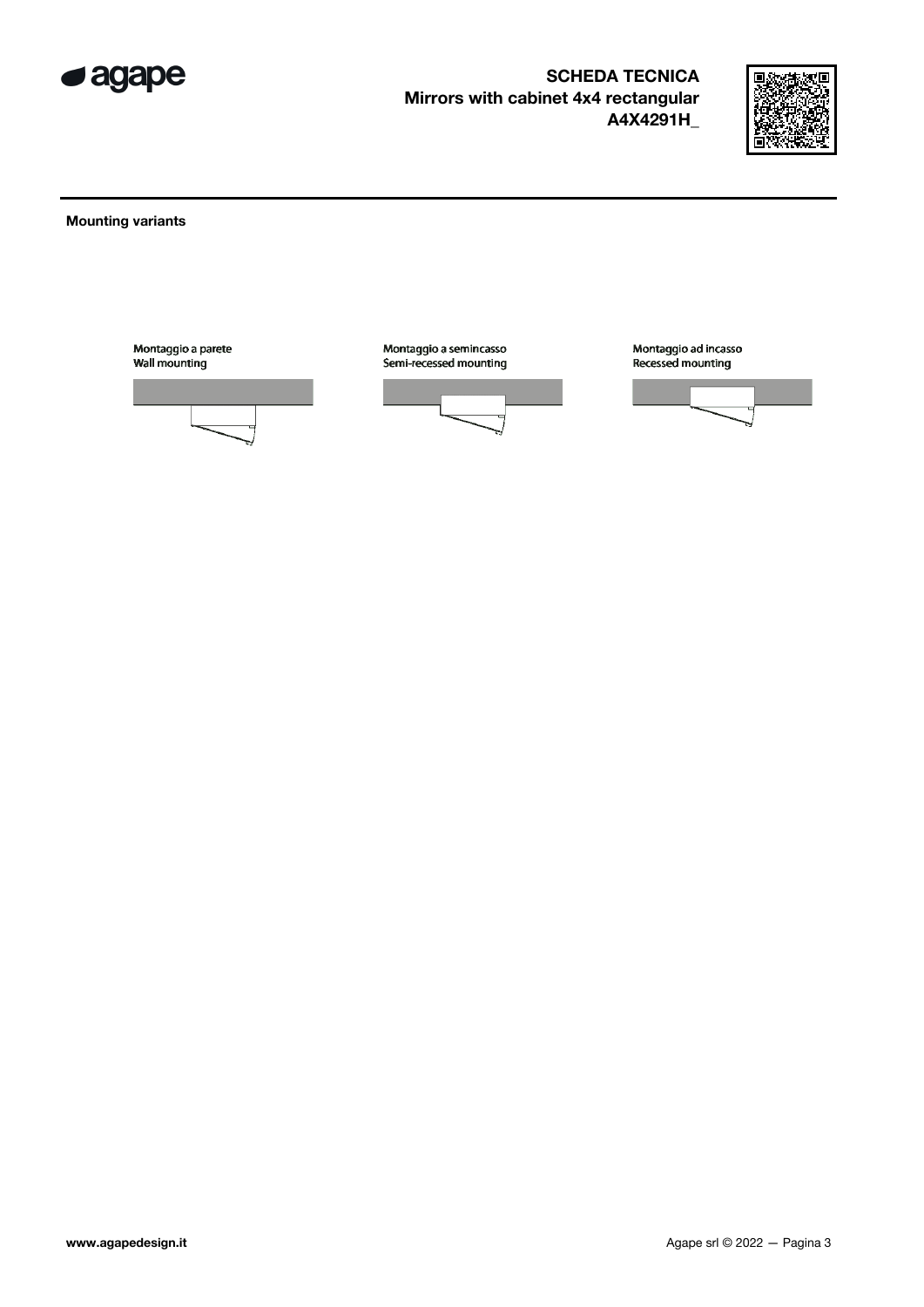# SCHEDA TECNICA
## Mirrors with cabinet 4x4 rectangular
## A4X4291H_

### Mounting variants

Montaggio a parete
Wall mounting

Montaggio a semincasso
Semi-recessed mounting

Montaggio ad incasso
Recessed mounting